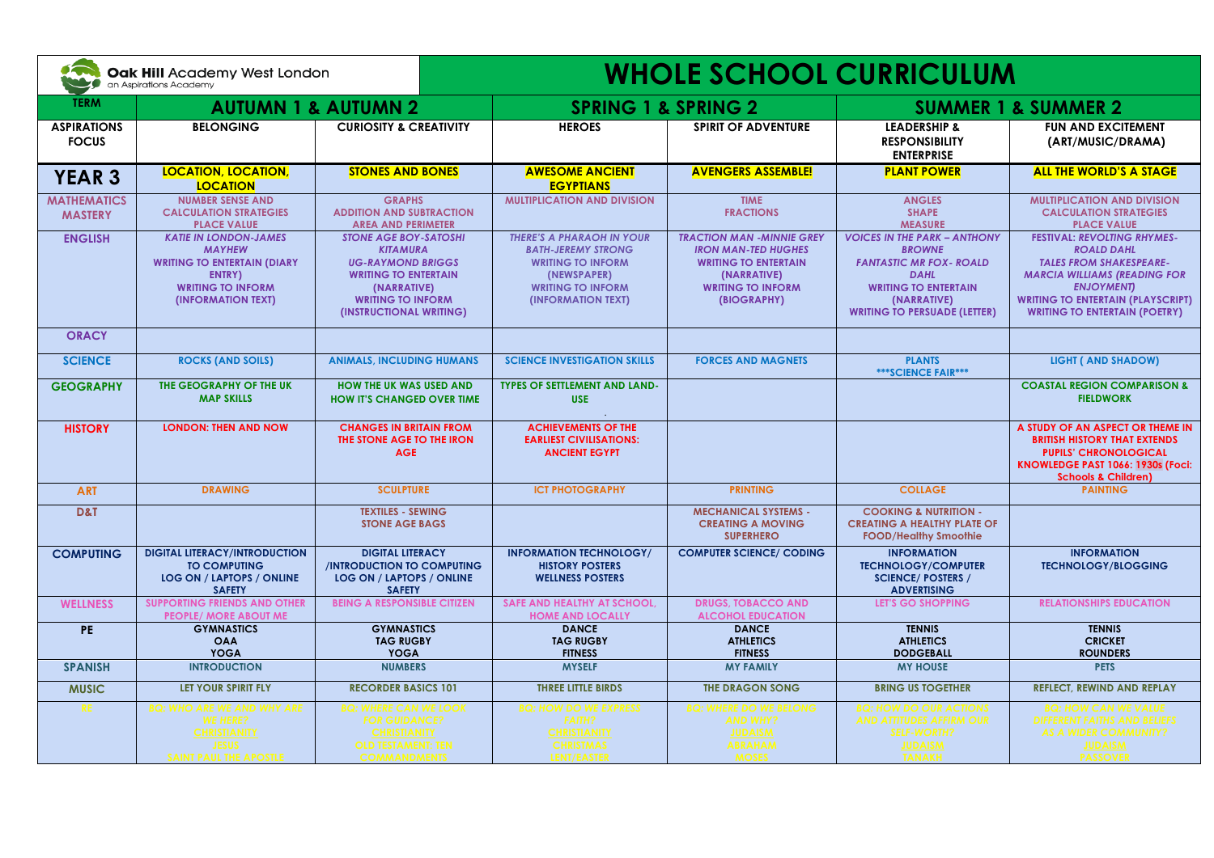**Oak Hill** Academy West London
an Aspirations Academy

# WHOLE SCHOOL CURRICULUM

| TERM | AUTUMN 1 & AUTUMN 2 | | SPRING 1 & SPRING 2 | | SUMMER 1 & SUMMER 2 | |
|---|---|---|---|---|---|---|
| ASPIRATIONS FOCUS | BELONGING | CURIOSITY & CREATIVITY | HEROES | SPIRIT OF ADVENTURE | LEADERSHIP & RESPONSIBILITY ENTERPRISE | FUN AND EXCITEMENT (ART/MUSIC/DRAMA) |
| **YEAR 3** | **LOCATION, LOCATION, LOCATION** | **STONES AND BONES** | **AWESOME ANCIENT EGYPTIANS** | **AVENGERS ASSEMBLE!** | **PLANT POWER** | **ALL THE WORLD'S A STAGE** |
| MATHEMATICS MASTERY | NUMBER SENSE AND CALCULATION STRATEGIES PLACE VALUE | GRAPHS ADDITION AND SUBTRACTION AREA AND PERIMETER | MULTIPLICATION AND DIVISION | TIME FRACTIONS | ANGLES SHAPE MEASURE | MULTIPLICATION AND DIVISION CALCULATION STRATEGIES PLACE VALUE |
| ENGLISH | *KATIE IN LONDON-JAMES MAYHEW* WRITING TO ENTERTAIN (DIARY ENTRY) WRITING TO INFORM (INFORMATION TEXT) | *STONE AGE BOY-SATOSHI KITAMURA* *UG-RAYMOND BRIGGS* WRITING TO ENTERTAIN (NARRATIVE) WRITING TO INFORM (INSTRUCTIONAL WRITING) | *THERE'S A PHARAOH IN YOUR BATH-JEREMY STRONG* WRITING TO INFORM (NEWSPAPER) WRITING TO INFORM (INFORMATION TEXT) | *TRACTION MAN -MINNIE GREY* *IRON MAN-TED HUGHES* WRITING TO ENTERTAIN (NARRATIVE) WRITING TO INFORM (BIOGRAPHY) | *VOICES IN THE PARK – ANTHONY BROWNE* *FANTASTIC MR FOX- ROALD DAHL* WRITING TO ENTERTAIN (NARRATIVE) WRITING TO PERSUADE (LETTER) | FESTIVAL: *REVOLTING RHYMES-ROALD DAHL* *TALES FROM SHAKESPEARE-MARCIA WILLIAMS (READING FOR ENJOYMENT)* WRITING TO ENTERTAIN (PLAYSCRIPT) WRITING TO ENTERTAIN (POETRY) |
| ORACY | | | | | | |
| SCIENCE | ROCKS (AND SOILS) | ANIMALS, INCLUDING HUMANS | SCIENCE INVESTIGATION SKILLS | FORCES AND MAGNETS | PLANTS ***SCIENCE FAIR*** | LIGHT ( AND SHADOW) |
| GEOGRAPHY | THE GEOGRAPHY OF THE UK MAP SKILLS | HOW THE UK WAS USED AND HOW IT'S CHANGED OVER TIME | TYPES OF SETTLEMENT AND LAND-USE | | | COASTAL REGION COMPARISON & FIELDWORK |
| HISTORY | LONDON: THEN AND NOW | CHANGES IN BRITAIN FROM THE STONE AGE TO THE IRON AGE | ACHIEVEMENTS OF THE EARLIEST CIVILISATIONS: ANCIENT EGYPT | | | A STUDY OF AN ASPECT OR THEME IN BRITISH HISTORY THAT EXTENDS PUPILS' CHRONOLOGICAL KNOWLEDGE PAST 1066: 1930s (Foci: Schools & Children) |
| ART | DRAWING | SCULPTURE | ICT PHOTOGRAPHY | PRINTING | COLLAGE | PAINTING |
| D&T | | TEXTILES - SEWING STONE AGE BAGS | | MECHANICAL SYSTEMS - CREATING A MOVING SUPERHERO | COOKING & NUTRITION - CREATING A HEALTHY PLATE OF FOOD/Healthy Smoothie | |
| COMPUTING | DIGITAL LITERACY/INTRODUCTION TO COMPUTING LOG ON / LAPTOPS / ONLINE SAFETY | DIGITAL LITERACY /INTRODUCTION TO COMPUTING LOG ON / LAPTOPS / ONLINE SAFETY | INFORMATION TECHNOLOGY/ HISTORY POSTERS WELLNESS POSTERS | COMPUTER SCIENCE/ CODING | INFORMATION TECHNOLOGY/COMPUTER SCIENCE/ POSTERS / ADVERTISING | INFORMATION TECHNOLOGY/BLOGGING |
| WELLNESS | SUPPORTING FRIENDS AND OTHER PEOPLE/ MORE ABOUT ME | BEING A RESPONSIBLE CITIZEN | SAFE AND HEALTHY AT SCHOOL, HOME AND LOCALLY | DRUGS, TOBACCO AND ALCOHOL EDUCATION | LET'S GO SHOPPING | RELATIONSHIPS EDUCATION |
| PE | GYMNASTICS OAA YOGA | GYMNASTICS TAG RUGBY YOGA | DANCE TAG RUGBY FITNESS | DANCE ATHLETICS FITNESS | TENNIS ATHLETICS DODGEBALL | TENNIS CRICKET ROUNDERS |
| SPANISH | INTRODUCTION | NUMBERS | MYSELF | MY FAMILY | MY HOUSE | PETS |
| MUSIC | LET YOUR SPIRIT FLY | RECORDER BASICS 101 | THREE LITTLE BIRDS | THE DRAGON SONG | BRING US TOGETHER | REFLECT, REWIND AND REPLAY |
| RE | BQ: WHO ARE WE AND WHY ARE WE HERE? CHRISTIANITY JESUS SAINT PAUL THE APOSTLE | BQ: WHERE CAN WE LOOK FOR GUIDANCE? CHRISTIANITY OLD TESTAMENT: TEN COMMANDMENTS | BQ: HOW DO WE EXPRESS FAITH? CHRISIANITY CHRISTMAS LENT/EASTER | BQ: WHERE DO WE BELONG AND WHY? JUDAISM ABRAHAM MOSES | BQ: HOW DO OUR ACTIONS AND ATTITUDES AFFIRM OUR SELF-WORTH? JUDAISM TANAKH | BQ: HOW CAN WE VALUE DIFFERENT FAITHS AND BELIEFS AS A WIDER COMMUNITY? JUDAISM PASSOVER |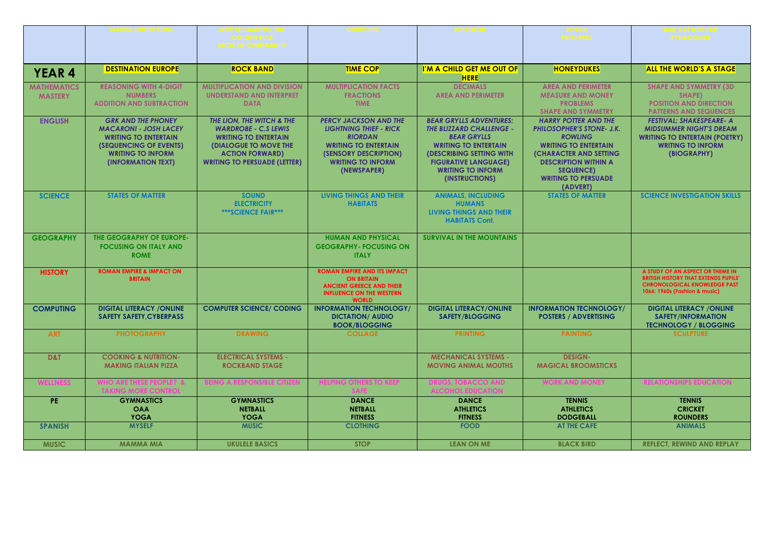| | MARTIN LUTHER KING | NEW TESTAMENTS, THE GOLDEN RULE SECTS OF CHRISTIANITY | CHURCHES | SOLOMON | TORAH PROVERBS | BAR/BAT MITZVAH SYNAGOGUE |
|---|---|---|---|---|---|---|
| **YEAR 4** | **DESTINATION EUROPE** | **ROCK BAND** | **TIME COP** | **I'M A CHILD GET ME OUT OF HERE** | **HONEYDUKES** | **ALL THE WORLD'S A STAGE** |
| **MATHEMATICS MASTERY** | REASONING WITH 4-DIGIT NUMBERS<br>ADDITION AND SUBTRACTION | MULTIPLICATION AND DIVISION<br>UNDERSTAND AND INTERPRET DATA | MULTIPLICATION FACTS<br>FRACTIONS<br>TIME | DECIMALS<br>AREA AND PERIMETER | AREA AND PERIMETER<br>MEASURE AND MONEY PROBLEMS<br>SHAPE AND SYMMETRY | SHAPE AND SYMMETRY (3D SHAPE)<br>POSITION AND DIRECTION<br>PATTERNS AND SEQUENCES |
| **ENGLISH** | *GRK AND THE PHONEY MACARONI - JOSH LACEY*<br>WRITING TO ENTERTAIN (SEQUENCING OF EVENTS)<br>WRITING TO INFORM (INFORMATION TEXT) | *THE LION, THE WITCH & THE WARDROBE - C.S LEWIS*<br>WRITING TO ENTERTAIN (DIALOGUE TO MOVE THE ACTION FORWARD)<br>WRITING TO PERSUADE (LETTER) | *PERCY JACKSON AND THE LIGHTNING THIEF - RICK RIORDAN*<br>WRITING TO ENTERTAIN (SENSORY DESCRIPTION)<br>WRITING TO INFORM (NEWSPAPER) | *BEAR GRYLLS ADVENTURES: THE BLIZZARD CHALLENGE - BEAR GRYLLS*<br>WRITING TO ENTERTAIN (DESCRIBING SETTING WITH FIGURATIVE LANGUAGE)<br>WRITING TO INFORM (INSTRUCTIONS) | *HARRY POTTER AND THE PHILOSOPHER'S STONE- J.K. ROWLING*<br>WRITING TO ENTERTAIN (CHARACTER AND SETTING DESCRIPTION WITHIN A SEQUENCE)<br>WRITING TO PERSUADE (ADVERT) | *FESTIVAL: SHAKESPEARE- A MIDSUMMER NIGHT'S DREAM*<br>WRITING TO ENTERTAIN (POETRY)<br>WRITING TO INFORM (BIOGRAPHY) |
| **SCIENCE** | STATES OF MATTER | SOUND<br>ELECTRICITY<br>\*\*\*SCIENCE FAIR\*\*\* | LIVING THINGS AND THEIR HABITATS | ANIMALS, INCLUDING HUMANS<br>LIVING THINGS AND THEIR HABITATS Cont. | STATES OF MATTER | SCIENCE INVESTIGATION SKILLS |
| **GEOGRAPHY** | THE GEOGRAPHY OF EUROPE- FOCUSING ON ITALY AND ROME | | HUMAN AND PHYSICAL GEOGRAPHY- FOCUSING ON ITALY | SURVIVAL IN THE MOUNTAINS | | |
| **HISTORY** | ROMAN EMPIRE & IMPACT ON BRITAIN | | ROMAN EMPIRE AND ITS IMPACT ON BRITAIN<br>ANCIENT GREECE AND THEIR INFLUENCE ON THE WESTERN WORLD | | | A STUDY OF AN ASPECT OR THEME IN BRITISH HISTORY THAT EXTENDS PUPILS' CHRONOLOGICAL KNOWLEDGE PAST 1066: 1960s (Fashion & music) |
| **COMPUTING** | DIGITAL LITERACY /ONLINE SAFETY SAFETY,CYBERPASS | COMPUTER SCIENCE/ CODING | INFORMATION TECHNOLOGY/ DICTATION/ AUDIO BOOK/BLOGGING | DIGITAL LITERACY/ONLINE SAFETY/BLOGGING | INFORMATION TECHNOLOGY/ POSTERS / ADVERTISING | DIGITAL LITERACY /ONLINE SAFETY/INFORMATION TECHNOLOGY / BLOGGING |
| **ART** | PHOTOGRAPHY | DRAWING | COLLAGE | PRINTING | PAINTING | SCULPTURE |
| **D&T** | COOKING & NUTRITION- MAKING ITALIAN PIZZA | ELECTRICAL SYSTEMS - ROCKBAND STAGE | | MECHANICAL SYSTEMS - MOVING ANIMAL MOUTHS | DESIGN- MAGICAL BROOMSTICKS | |
| **WELLNESS** | WHO ARE THESE PEOPLE? & TAKING MORE CONTROL | BEING A RESPONSIBLE CITIZEN | HELPING OTHERS TO KEEP SAFE | DRUGS, TOBACCO AND ALCOHOL EDUCATION | WORK AND MONEY | RELATIONSHIPS EDUCATION |
| **PE** | GYMNASTICS<br>OAA<br>YOGA | GYMNASTICS<br>NETBALL<br>YOGA | DANCE<br>NETBALL<br>FITNESS | DANCE<br>ATHLETICS<br>FITNESS | TENNIS<br>ATHLETICS<br>DODGEBALL | TENNIS<br>CRICKET<br>ROUNDERS |
| **SPANISH** | MYSELF | MUSIC | CLOTHING | FOOD | AT THE CAFE | ANIMALS |
| **MUSIC** | MAMMA MIA | UKULELE BASICS | STOP | LEAN ON ME | BLACK BIRD | REFLECT, REWIND AND REPLAY |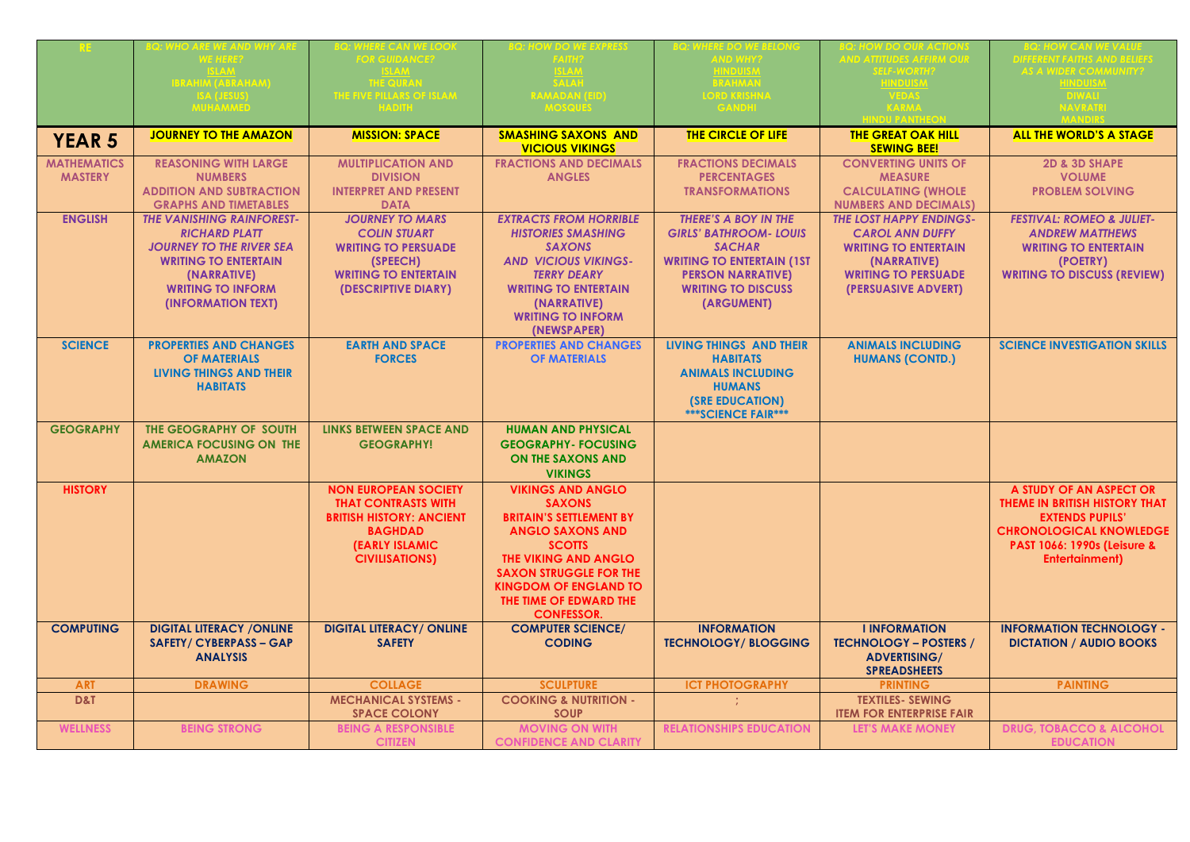| RE | BQ: WHO ARE WE AND WHY ARE WE HERE? ISLAM IBRAHIM (ABRAHAM) ISA (JESUS) MUHAMMED | BQ: WHERE CAN WE LOOK FOR GUIDANCE? ISLAM THE QURAN THE FIVE PILLARS OF ISLAM HADITH | BQ: HOW DO WE EXPRESS FAITH? ISLAM SALAH RAMADAN (EID) MOSQUES | BQ: WHERE DO WE BELONG AND WHY? HINDUISM BRAHMAN LORD KRISHNA GANDHI | BQ: HOW DO OUR ACTIONS AND ATTITUDES AFFIRM OUR SELF-WORTH? HINDUISM VEDAS KARMA HINDU PANTHEON | BQ: HOW CAN WE VALUE DIFFERENT FAITHS AND BELIEFS AS A WIDER COMMUNITY? HINDUISM DIWALI NAVRATRI MANDIRS |
|---|---|---|---|---|---|---|
| **YEAR 5** | **JOURNEY TO THE AMAZON** | **MISSION: SPACE** | **SMASHING SAXONS AND VICIOUS VIKINGS** | **THE CIRCLE OF LIFE** | **THE GREAT OAK HILL SEWING BEE!** | **ALL THE WORLD'S A STAGE** |
| **MATHEMATICS MASTERY** | REASONING WITH LARGE NUMBERS<br>ADDITION AND SUBTRACTION<br>GRAPHS AND TIMETABLES | MULTIPLICATION AND DIVISION<br>INTERPRET AND PRESENT DATA | FRACTIONS AND DECIMALS<br>ANGLES | FRACTIONS DECIMALS<br>PERCENTAGES<br>TRANSFORMATIONS | CONVERTING UNITS OF MEASURE<br>CALCULATING (WHOLE NUMBERS AND DECIMALS) | 2D & 3D SHAPE<br>VOLUME<br>PROBLEM SOLVING |
| **ENGLISH** | *THE VANISHING RAINFOREST- RICHARD PLATT*<br>*JOURNEY TO THE RIVER SEA*<br>WRITING TO ENTERTAIN (NARRATIVE)<br>WRITING TO INFORM (INFORMATION TEXT) | *JOURNEY TO MARS COLIN STUART*<br>WRITING TO PERSUADE (SPEECH)<br>WRITING TO ENTERTAIN (DESCRIPTIVE DIARY) | *EXTRACTS FROM HORRIBLE HISTORIES SMASHING SAXONS AND VICIOUS VIKINGS- TERRY DEARY*<br>WRITING TO ENTERTAIN (NARRATIVE)<br>WRITING TO INFORM (NEWSPAPER) | *THERE'S A BOY IN THE GIRLS' BATHROOM- LOUIS SACHAR*<br>WRITING TO ENTERTAIN (1ST PERSON NARRATIVE)<br>WRITING TO DISCUSS (ARGUMENT) | *THE LOST HAPPY ENDINGS- CAROL ANN DUFFY*<br>WRITING TO ENTERTAIN (NARRATIVE)<br>WRITING TO PERSUADE (PERSUASIVE ADVERT) | *FESTIVAL: ROMEO & JULIET- ANDREW MATTHEWS*<br>WRITING TO ENTERTAIN (POETRY)<br>WRITING TO DISCUSS (REVIEW) |
| **SCIENCE** | PROPERTIES AND CHANGES OF MATERIALS<br>LIVING THINGS AND THEIR HABITATS | EARTH AND SPACE<br>FORCES | PROPERTIES AND CHANGES OF MATERIALS | LIVING THINGS AND THEIR HABITATS<br>ANIMALS INCLUDING HUMANS<br>(SRE EDUCATION)<br>***SCIENCE FAIR*** | ANIMALS INCLUDING HUMANS (CONTD.) | SCIENCE INVESTIGATION SKILLS |
| **GEOGRAPHY** | THE GEOGRAPHY OF SOUTH AMERICA FOCUSING ON THE AMAZON | LINKS BETWEEN SPACE AND GEOGRAPHY! | HUMAN AND PHYSICAL GEOGRAPHY- FOCUSING ON THE SAXONS AND VIKINGS | | | |
| **HISTORY** | | NON EUROPEAN SOCIETY THAT CONTRASTS WITH BRITISH HISTORY: ANCIENT BAGHDAD (EARLY ISLAMIC CIVILISATIONS) | VIKINGS AND ANGLO SAXONS<br>BRITAIN'S SETTLEMENT BY ANGLO SAXONS AND SCOTTS<br>THE VIKING AND ANGLO SAXON STRUGGLE FOR THE KINGDOM OF ENGLAND TO THE TIME OF EDWARD THE CONFESSOR. | | | A STUDY OF AN ASPECT OR THEME IN BRITISH HISTORY THAT EXTENDS PUPILS' CHRONOLOGICAL KNOWLEDGE PAST 1066: 1990s (Leisure & Entertainment) |
| **COMPUTING** | DIGITAL LITERACY /ONLINE SAFETY/ CYBERPASS – GAP ANALYSIS | DIGITAL LITERACY/ ONLINE SAFETY | COMPUTER SCIENCE/ CODING | INFORMATION TECHNOLOGY/ BLOGGING | I INFORMATION TECHNOLOGY – POSTERS / ADVERTISING/ SPREADSHEETS | INFORMATION TECHNOLOGY - DICTATION / AUDIO BOOKS |
| **ART** | DRAWING | COLLAGE | SCULPTURE | ICT PHOTOGRAPHY | PRINTING | PAINTING |
| **D&T** | | MECHANICAL SYSTEMS - SPACE COLONY | COOKING & NUTRITION - SOUP | ; | TEXTILES- SEWING ITEM FOR ENTERPRISE FAIR | |
| **WELLNESS** | BEING STRONG | BEING A RESPONSIBLE CITIZEN | MOVING ON WITH CONFIDENCE AND CLARITY | RELATIONSHIPS EDUCATION | LET'S MAKE MONEY | DRUG, TOBACCO & ALCOHOL EDUCATION |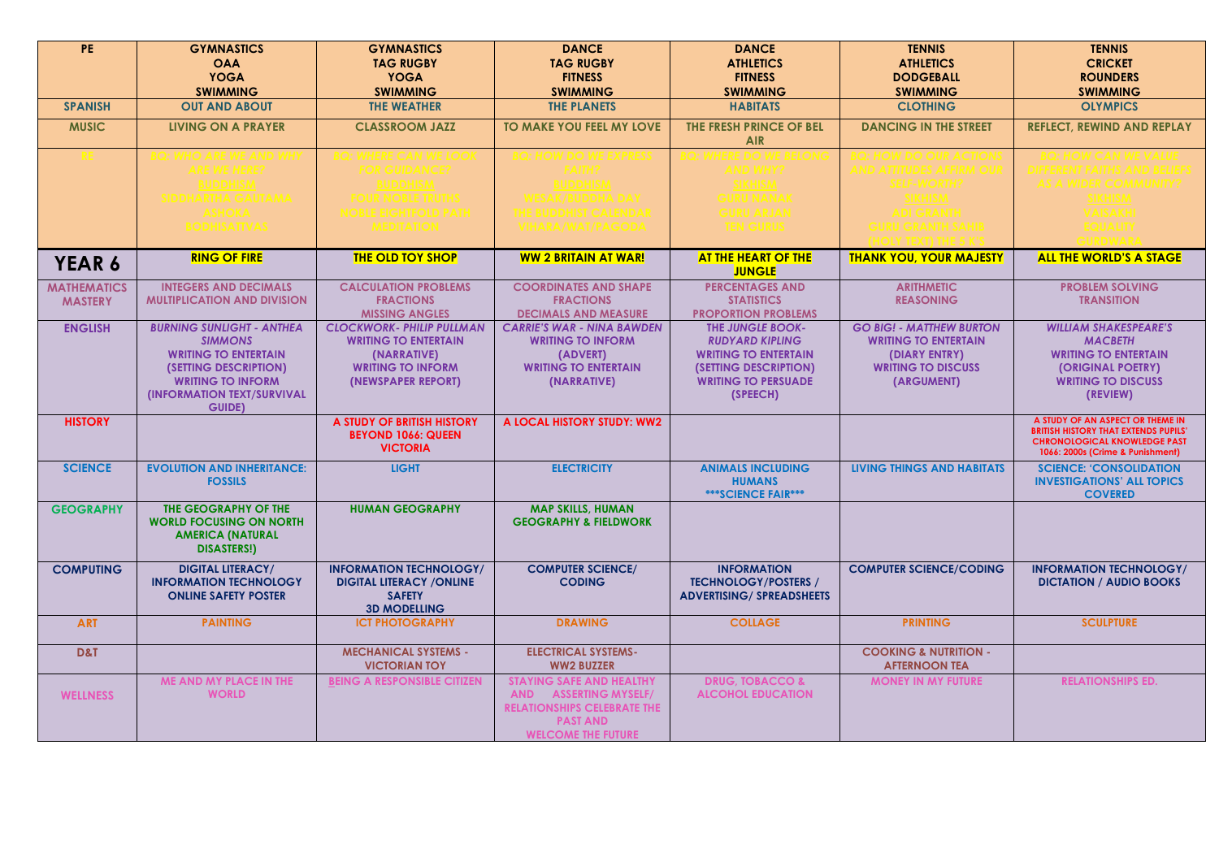| PE | GYMNASTICS<br>OAA<br>YOGA<br>SWIMMING | GYMNASTICS<br>TAG RUGBY<br>YOGA<br>SWIMMING | DANCE<br>TAG RUGBY<br>FITNESS<br>SWIMMING | DANCE<br>ATHLETICS<br>FITNESS<br>SWIMMING | TENNIS<br>ATHLETICS<br>DODGEBALL<br>SWIMMING | TENNIS<br>CRICKET<br>ROUNDERS<br>SWIMMING |
|---|---|---|---|---|---|---|
| SPANISH | OUT AND ABOUT | THE WEATHER | THE PLANETS | HABITATS | CLOTHING | OLYMPICS |
| MUSIC | LIVING ON A PRAYER | CLASSROOM JAZZ | TO MAKE YOU FEEL MY LOVE | THE FRESH PRINCE OF BEL AIR | DANCING IN THE STREET | REFLECT, REWIND AND REPLAY |
| RE | BQ: WHO ARE WE AND WHY ARE WE HERE?<br>BUDDHISM<br>SIDDHARTHA GAUTAMA<br>ASHOKA<br>BODHISATTVAS | BQ: WHERE CAN WE LOOK FOR GUIDANCE?<br>BUDDHISM<br>FOUR NOBLE TRUTHS<br>NOBLE EIGHTFOLD PATH<br>MEDITATION | BQ: HOW DO WE EXPRESS FAITH?<br>BUDDHISM<br>WESAK/BUDDHA DAY<br>THE BUDDHIST CALENDAR<br>VIHARA/WAT/PAGODA | BQ: WHERE DO WE BELONG AND WHY?<br>SIKHISM<br>GURU NANAK<br>GURU ARJAN<br>TEN GURUS | BQ: HOW DO OUR ACTIONS AND ATTITUDES AFFIRM OUR SELF-WORTH?<br>SIKHISM<br>ADI GRANTH<br>GURU GRANTH SAHIB<br>(HOLY TEXT) THE 5 K'S | BQ: HOW CAN WE VALUE DIFFERENT FAITHS AND BELIEFS AS A WIDER COMMUNITY?<br>SIKHISM<br>VAISAKHI<br>EQUALITY<br>GURDWARA |
| **YEAR 6** | **RING OF FIRE** | **THE OLD TOY SHOP** | **WW 2 BRITAIN AT WAR!** | **AT THE HEART OF THE JUNGLE** | **THANK YOU, YOUR MAJESTY** | **ALL THE WORLD'S A STAGE** |
| MATHEMATICS MASTERY | INTEGERS AND DECIMALS<br>MULTIPLICATION AND DIVISION | CALCULATION PROBLEMS<br>FRACTIONS<br>MISSING ANGLES | COORDINATES AND SHAPE<br>FRACTIONS<br>DECIMALS AND MEASURE | PERCENTAGES AND STATISTICS<br>PROPORTION PROBLEMS | ARITHMETIC<br>REASONING | PROBLEM SOLVING<br>TRANSITION |
| ENGLISH | *BURNING SUNLIGHT - ANTHEA SIMMONS*<br>WRITING TO ENTERTAIN (SETTING DESCRIPTION)<br>WRITING TO INFORM (INFORMATION TEXT/SURVIVAL GUIDE) | *CLOCKWORK- PHILIP PULLMAN*<br>WRITING TO ENTERTAIN (NARRATIVE)<br>WRITING TO INFORM (NEWSPAPER REPORT) | *CARRIE'S WAR - NINA BAWDEN*<br>WRITING TO INFORM (ADVERT)<br>WRITING TO ENTERTAIN (NARRATIVE) | *THE JUNGLE BOOK- RUDYARD KIPLING*<br>WRITING TO ENTERTAIN (SETTING DESCRIPTION)<br>WRITING TO PERSUADE (SPEECH) | *GO BIG! - MATTHEW BURTON*<br>WRITING TO ENTERTAIN (DIARY ENTRY)<br>WRITING TO DISCUSS (ARGUMENT) | *WILLIAM SHAKESPEARE'S MACBETH*<br>WRITING TO ENTERTAIN (ORIGINAL POETRY)<br>WRITING TO DISCUSS (REVIEW) |
| HISTORY | | A STUDY OF BRITISH HISTORY BEYOND 1066: QUEEN VICTORIA | A LOCAL HISTORY STUDY: WW2 | | | A STUDY OF AN ASPECT OR THEME IN BRITISH HISTORY THAT EXTENDS PUPILS' CHRONOLOGICAL KNOWLEDGE PAST 1066: 2000s (Crime & Punishment) |
| SCIENCE | EVOLUTION AND INHERITANCE: FOSSILS | LIGHT | ELECTRICITY | ANIMALS INCLUDING HUMANS<br>\*\*\*SCIENCE FAIR\*\*\* | LIVING THINGS AND HABITATS | SCIENCE: 'CONSOLIDATION INVESTIGATIONS' ALL TOPICS COVERED |
| GEOGRAPHY | THE GEOGRAPHY OF THE WORLD FOCUSING ON NORTH AMERICA (NATURAL DISASTERS!) | HUMAN GEOGRAPHY | MAP SKILLS, HUMAN GEOGRAPHY & FIELDWORK | | | |
| COMPUTING | DIGITAL LITERACY/ INFORMATION TECHNOLOGY ONLINE SAFETY POSTER | INFORMATION TECHNOLOGY/ DIGITAL LITERACY /ONLINE SAFETY<br>3D MODELLING | COMPUTER SCIENCE/ CODING | INFORMATION TECHNOLOGY/POSTERS / ADVERTISING/ SPREADSHEETS | COMPUTER SCIENCE/CODING | INFORMATION TECHNOLOGY/ DICTATION / AUDIO BOOKS |
| ART | PAINTING | ICT PHOTOGRAPHY | DRAWING | COLLAGE | PRINTING | SCULPTURE |
| D&T | | MECHANICAL SYSTEMS - VICTORIAN TOY | ELECTRICAL SYSTEMS- WW2 BUZZER | | COOKING & NUTRITION - AFTERNOON TEA | |
| WELLNESS | ME AND MY PLACE IN THE WORLD | BEING A RESPONSIBLE CITIZEN | STAYING SAFE AND HEALTHY AND ASSERTING MYSELF/ RELATIONSHIPS CELEBRATE THE PAST AND WELCOME THE FUTURE | DRUG, TOBACCO & ALCOHOL EDUCATION | MONEY IN MY FUTURE | RELATIONSHIPS ED. |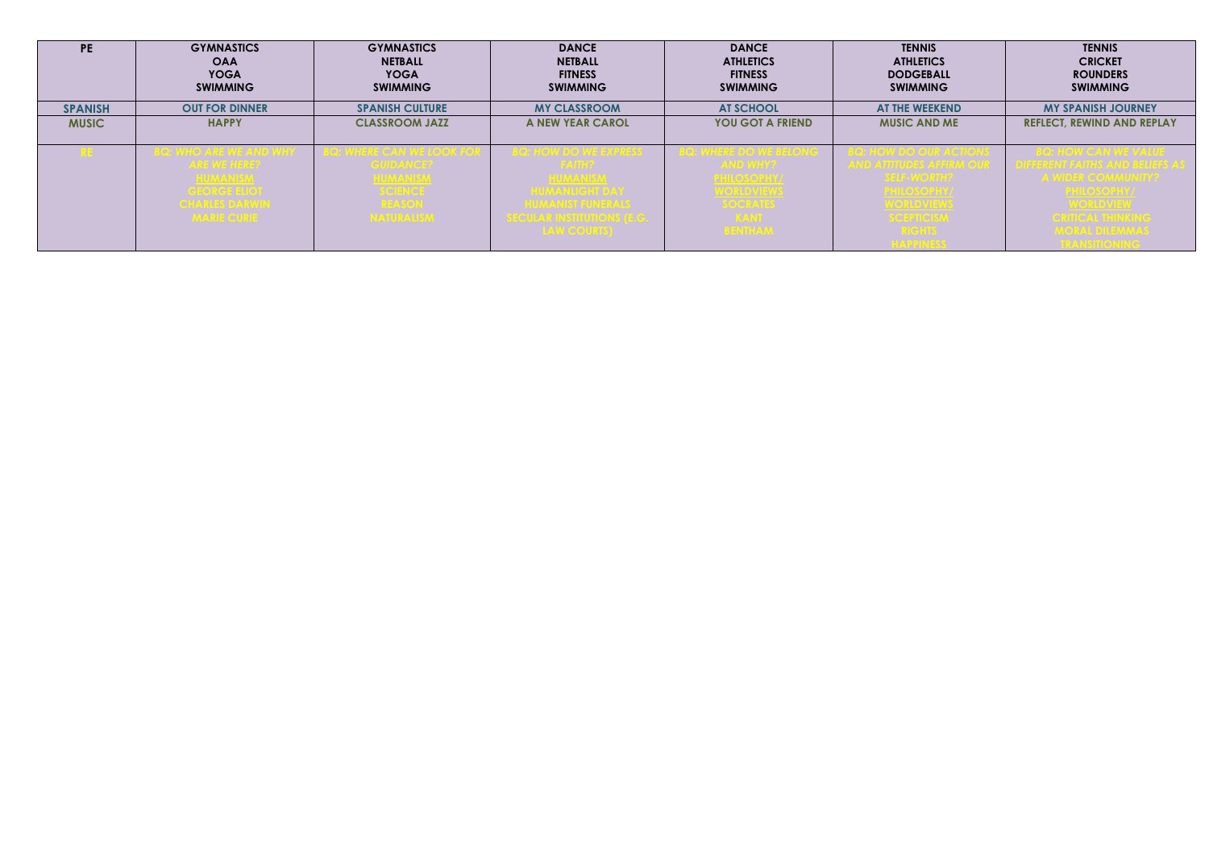| | | | | | | |
|---|---|---|---|---|---|---|
| **PE** | **GYMNASTICS**<br>**OAA**<br>**YOGA**<br>**SWIMMING** | **GYMNASTICS**<br>**NETBALL**<br>**YOGA**<br>**SWIMMING** | **DANCE**<br>**NETBALL**<br>**FITNESS**<br>**SWIMMING** | **DANCE**<br>**ATHLETICS**<br>**FITNESS**<br>**SWIMMING** | **TENNIS**<br>**ATHLETICS**<br>**DODGEBALL**<br>**SWIMMING** | **TENNIS**<br>**CRICKET**<br>**ROUNDERS**<br>**SWIMMING** |
| **SPANISH** | **OUT FOR DINNER** | **SPANISH CULTURE** | **MY CLASSROOM** | **AT SCHOOL** | **AT THE WEEKEND** | **MY SPANISH JOURNEY** |
| **MUSIC** | **HAPPY** | **CLASSROOM JAZZ** | **A NEW YEAR CAROL** | **YOU GOT A FRIEND** | **MUSIC AND ME** | **REFLECT, REWIND AND REPLAY** |
| **RE** | ***BQ: WHO ARE WE AND WHY ARE WE HERE?***<br>**HUMANISM**<br>**GEORGE ELIOT**<br>**CHARLES DARWIN**<br>**MARIE CURIE** | ***BQ: WHERE CAN WE LOOK FOR GUIDANCE?***<br>**HUMANISM**<br>**SCIENCE**<br>**REASON**<br>**NATURALISM** | ***BQ: HOW DO WE EXPRESS FAITH?***<br>**HUMANISM**<br>**HUMANLIGHT DAY**<br>**HUMANIST FUNERALS**<br>**SECULAR INSTITUTIONS (E.G. LAW COURTS)** | ***BQ: WHERE DO WE BELONG AND WHY?***<br>**PHILOSOPHY/ WORLDVIEWS**<br>**SOCRATES**<br>**KANT**<br>**BENTHAM** | ***BQ: HOW DO OUR ACTIONS AND ATTITUDES AFFIRM OUR SELF-WORTH?***<br>**PHILOSOPHY/ WORLDVIEWS**<br>**SCEPTICISM**<br>**RIGHTS**<br>**HAPPINESS** | ***BQ: HOW CAN WE VALUE DIFFERENT FAITHS AND BELIEFS AS A WIDER COMMUNITY?***<br>**PHILOSOPHY/ WORLDVIEW**<br>**CRITICAL THINKING**<br>**MORAL DILEMMAS**<br>**TRANSITIONING** |